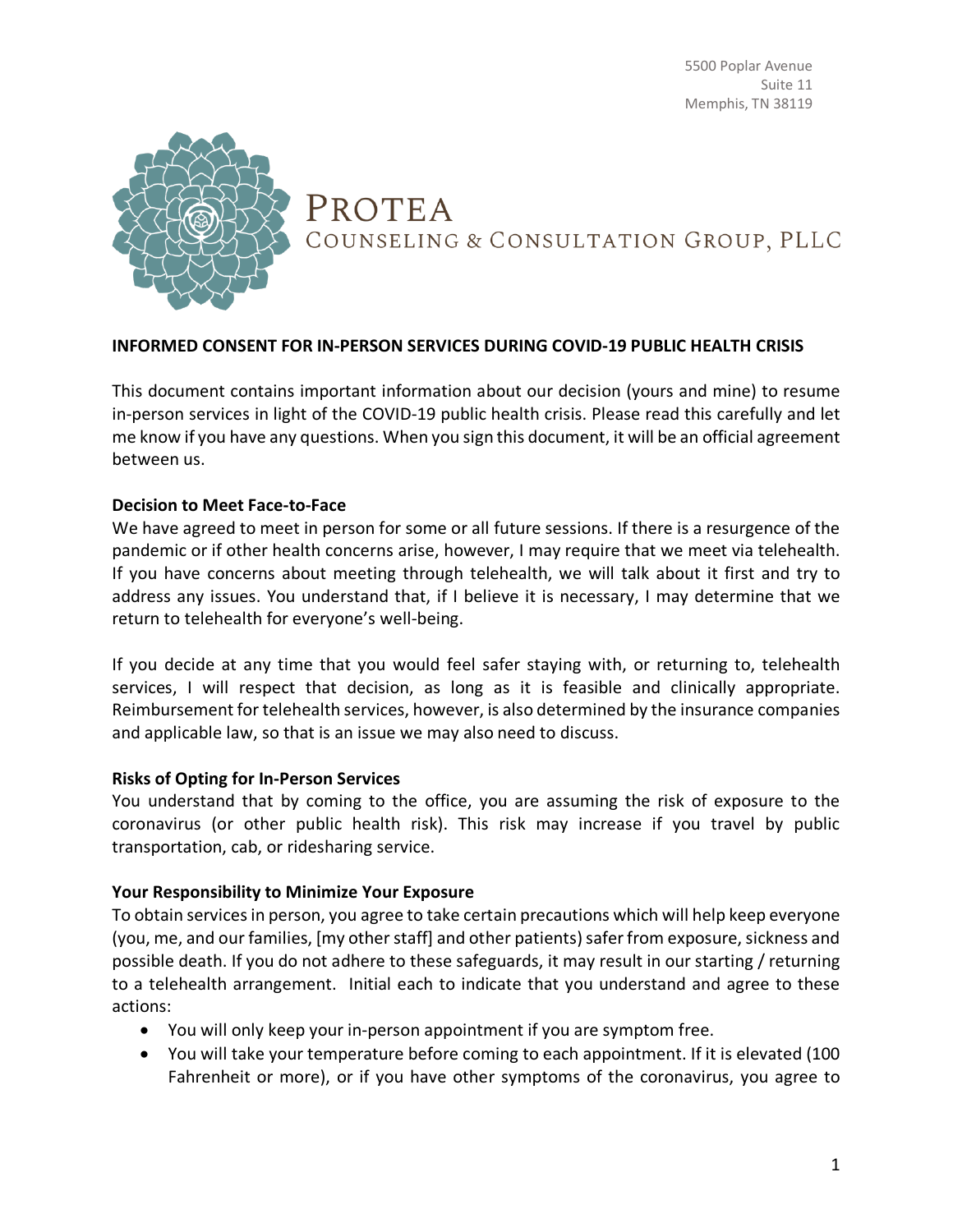5500 Poplar Avenue
Suite 11
Memphis, TN 38119

PROTEA
COUNSELING & CONSULTATION GROUP, PLLC

**INFORMED CONSENT FOR IN-PERSON SERVICES DURING COVID-19 PUBLIC HEALTH CRISIS**

This document contains important information about our decision (yours and mine) to resume in-person services in light of the COVID-19 public health crisis. Please read this carefully and let me know if you have any questions. When you sign this document, it will be an official agreement between us.

**Decision to Meet Face-to-Face**

We have agreed to meet in person for some or all future sessions. If there is a resurgence of the pandemic or if other health concerns arise, however, I may require that we meet via telehealth. If you have concerns about meeting through telehealth, we will talk about it first and try to address any issues. You understand that, if I believe it is necessary, I may determine that we return to telehealth for everyone's well-being.

If you decide at any time that you would feel safer staying with, or returning to, telehealth services, I will respect that decision, as long as it is feasible and clinically appropriate. Reimbursement for telehealth services, however, is also determined by the insurance companies and applicable law, so that is an issue we may also need to discuss.

**Risks of Opting for In-Person Services**

You understand that by coming to the office, you are assuming the risk of exposure to the coronavirus (or other public health risk). This risk may increase if you travel by public transportation, cab, or ridesharing service.

**Your Responsibility to Minimize Your Exposure**

To obtain services in person, you agree to take certain precautions which will help keep everyone (you, me, and our families, [my other staff] and other patients) safer from exposure, sickness and possible death. If you do not adhere to these safeguards, it may result in our starting / returning to a telehealth arrangement. Initial each to indicate that you understand and agree to these actions:

- You will only keep your in-person appointment if you are symptom free.
- You will take your temperature before coming to each appointment. If it is elevated (100 Fahrenheit or more), or if you have other symptoms of the coronavirus, you agree to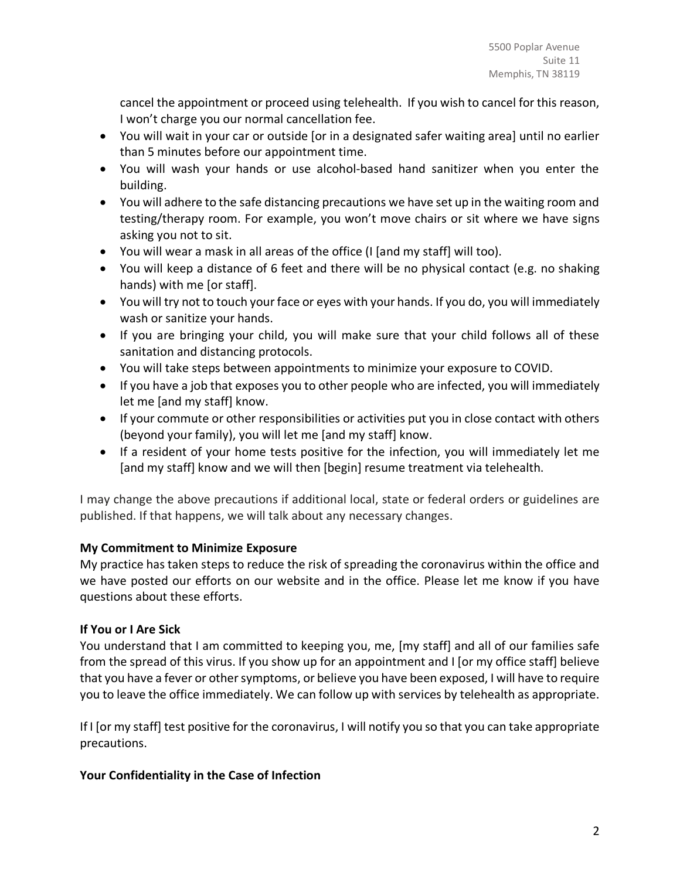cancel the appointment or proceed using telehealth. If you wish to cancel for this reason, I won't charge you our normal cancellation fee.

- You will wait in your car or outside [or in a designated safer waiting area] until no earlier than 5 minutes before our appointment time.
- You will wash your hands or use alcohol-based hand sanitizer when you enter the building.
- You will adhere to the safe distancing precautions we have set up in the waiting room and testing/therapy room. For example, you won't move chairs or sit where we have signs asking you not to sit.
- You will wear a mask in all areas of the office (I [and my staff] will too).
- You will keep a distance of 6 feet and there will be no physical contact (e.g. no shaking hands) with me [or staff].
- You will try not to touch your face or eyes with your hands. If you do, you will immediately wash or sanitize your hands.
- If you are bringing your child, you will make sure that your child follows all of these sanitation and distancing protocols.
- You will take steps between appointments to minimize your exposure to COVID.
- If you have a job that exposes you to other people who are infected, you will immediately let me [and my staff] know.
- If your commute or other responsibilities or activities put you in close contact with others (beyond your family), you will let me [and my staff] know.
- If a resident of your home tests positive for the infection, you will immediately let me [and my staff] know and we will then [begin] resume treatment via telehealth.

I may change the above precautions if additional local, state or federal orders or guidelines are published. If that happens, we will talk about any necessary changes.

**My Commitment to Minimize Exposure**

My practice has taken steps to reduce the risk of spreading the coronavirus within the office and we have posted our efforts on our website and in the office. Please let me know if you have questions about these efforts.

**If You or I Are Sick**

You understand that I am committed to keeping you, me, [my staff] and all of our families safe from the spread of this virus. If you show up for an appointment and I [or my office staff] believe that you have a fever or other symptoms, or believe you have been exposed, I will have to require you to leave the office immediately. We can follow up with services by telehealth as appropriate.

If I [or my staff] test positive for the coronavirus, I will notify you so that you can take appropriate precautions.

**Your Confidentiality in the Case of Infection**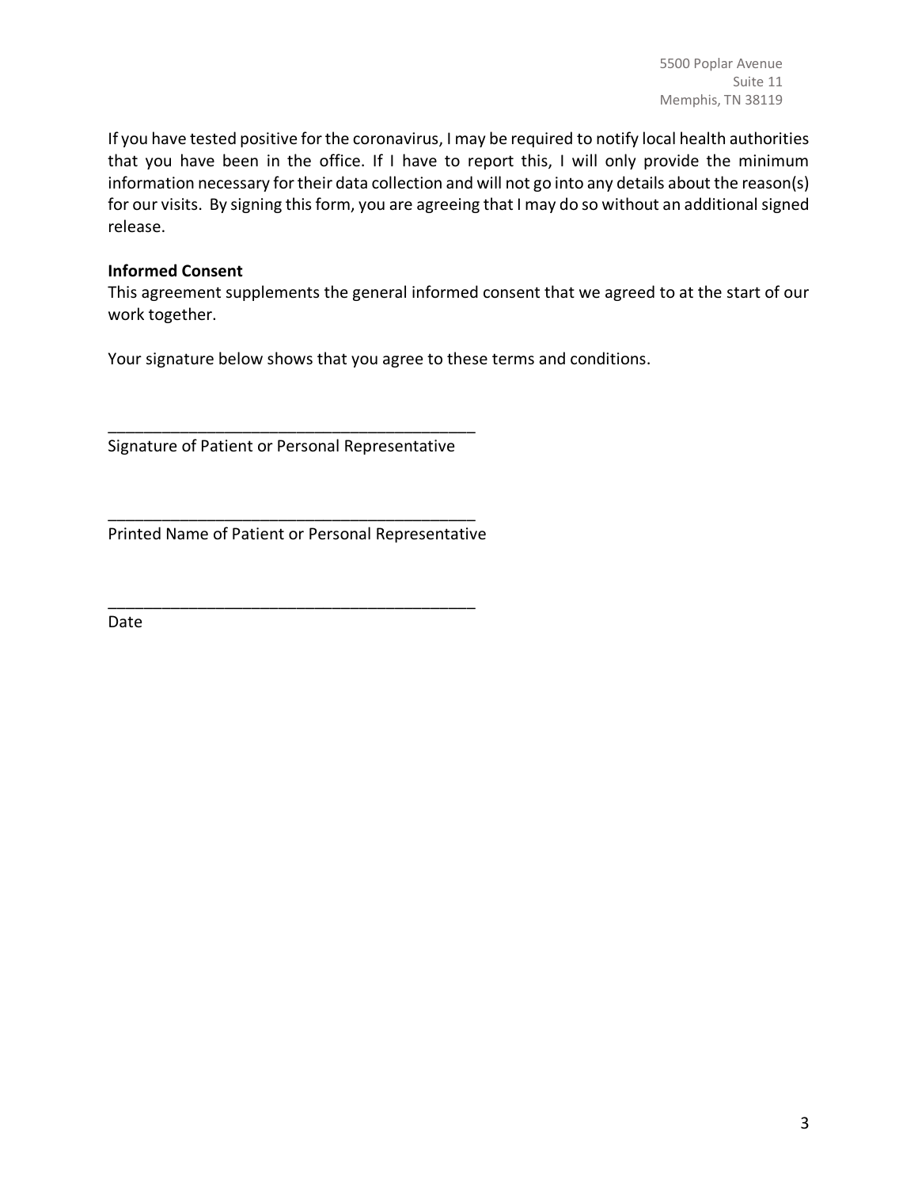5500 Poplar Avenue
Suite 11
Memphis, TN 38119

If you have tested positive for the coronavirus, I may be required to notify local health authorities that you have been in the office. If I have to report this, I will only provide the minimum information necessary for their data collection and will not go into any details about the reason(s) for our visits. By signing this form, you are agreeing that I may do so without an additional signed release.

**Informed Consent**

This agreement supplements the general informed consent that we agreed to at the start of our work together.

Your signature below shows that you agree to these terms and conditions.

\_\_\_\_\_\_\_\_\_\_\_\_\_\_\_\_\_\_\_\_\_\_\_\_\_\_\_\_\_\_\_\_\_\_\_\_\_\_\_\_\_\_

Signature of Patient or Personal Representative

\_\_\_\_\_\_\_\_\_\_\_\_\_\_\_\_\_\_\_\_\_\_\_\_\_\_\_\_\_\_\_\_\_\_\_\_\_\_\_\_\_\_

Printed Name of Patient or Personal Representative

\_\_\_\_\_\_\_\_\_\_\_\_\_\_\_\_\_\_\_\_\_\_\_\_\_\_\_\_\_\_\_\_\_\_\_\_\_\_\_\_\_\_

Date